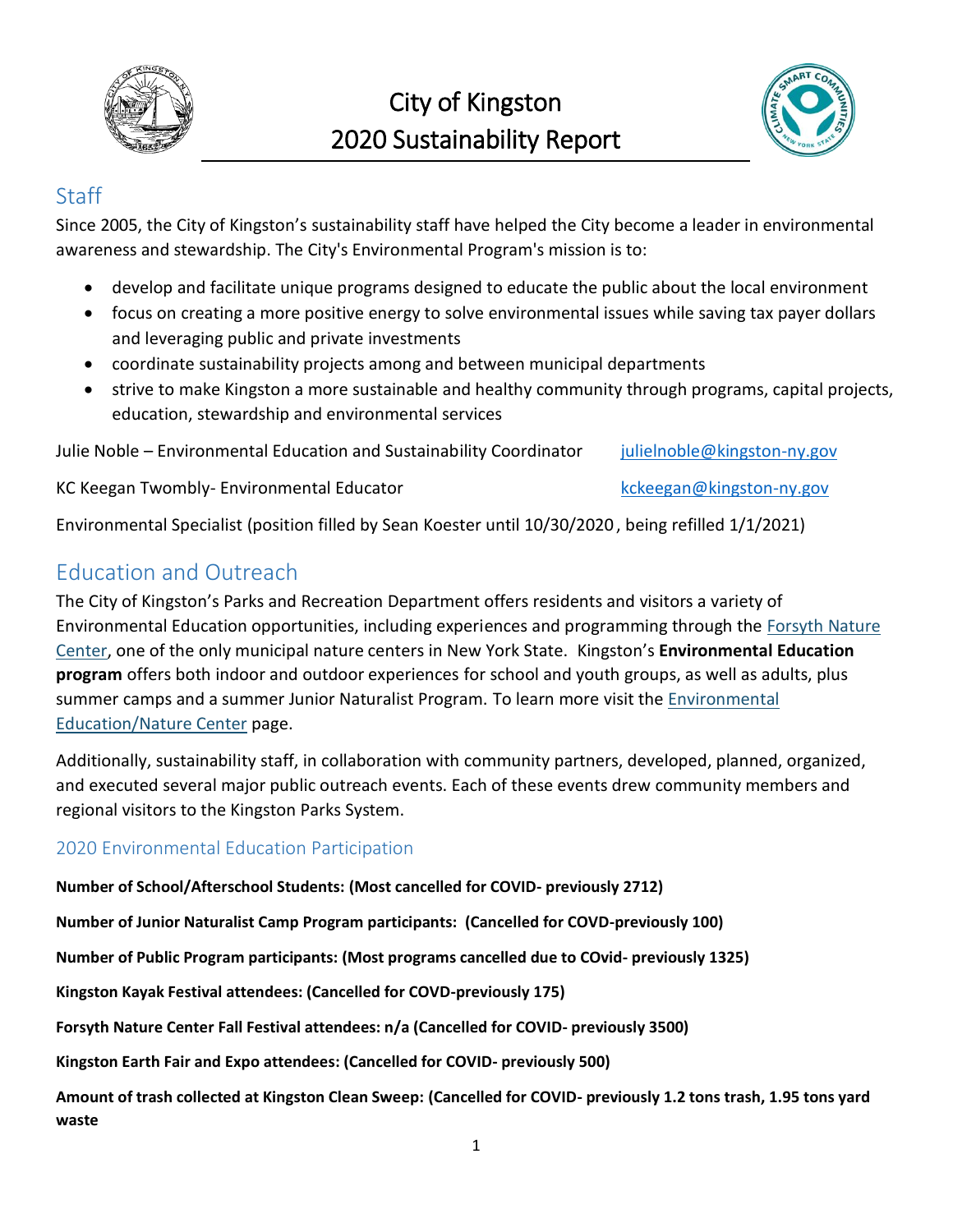# City of Kingston 2020 Sustainability Report

## Staff

Since 2005, the City of Kingston's sustainability staff have helped the City become a leader in environmental awareness and stewardship. The City's Environmental Program's mission is to:

- develop and facilitate unique programs designed to educate the public about the local environment
- focus on creating a more positive energy to solve environmental issues while saving tax payer dollars and leveraging public and private investments
- coordinate sustainability projects among and between municipal departments
- strive to make Kingston a more sustainable and healthy community through programs, capital projects, education, stewardship and environmental services

Julie Noble – Environmental Education and Sustainability Coordinator julielnoble@kingston-ny.gov

KC Keegan Twombly- Environmental Educator kckeegan@kingston-ny.gov

Environmental Specialist (position filled by Sean Koester until 10/30/2020 , being refilled 1/1/2021)

## Education and Outreach

The City of Kingston's Parks and Recreation Department offers residents and visitors a variety of Environmental Education opportunities, including experiences and programming through the Forsyth Nature Center, one of the only municipal nature centers in New York State. Kingston's **Environmental Education program** offers both indoor and outdoor experiences for school and youth groups, as well as adults, plus summer camps and a summer Junior Naturalist Program. To learn more visit the Environmental Education/Nature Center page.

Additionally, sustainability staff, in collaboration with community partners, developed, planned, organized, and executed several major public outreach events. Each of these events drew community members and regional visitors to the Kingston Parks System.

### 2020 Environmental Education Participation

**Number of School/Afterschool Students: (Most cancelled for COVID- previously 2712)**

**Number of Junior Naturalist Camp Program participants: (Cancelled for COVD-previously 100)**

**Number of Public Program participants: (Most programs cancelled due to COvid- previously 1325)**

**Kingston Kayak Festival attendees: (Cancelled for COVD-previously 175)**

**Forsyth Nature Center Fall Festival attendees: n/a (Cancelled for COVID- previously 3500)**

**Kingston Earth Fair and Expo attendees: (Cancelled for COVID- previously 500)**

**Amount of trash collected at Kingston Clean Sweep: (Cancelled for COVID- previously 1.2 tons trash, 1.95 tons yard waste**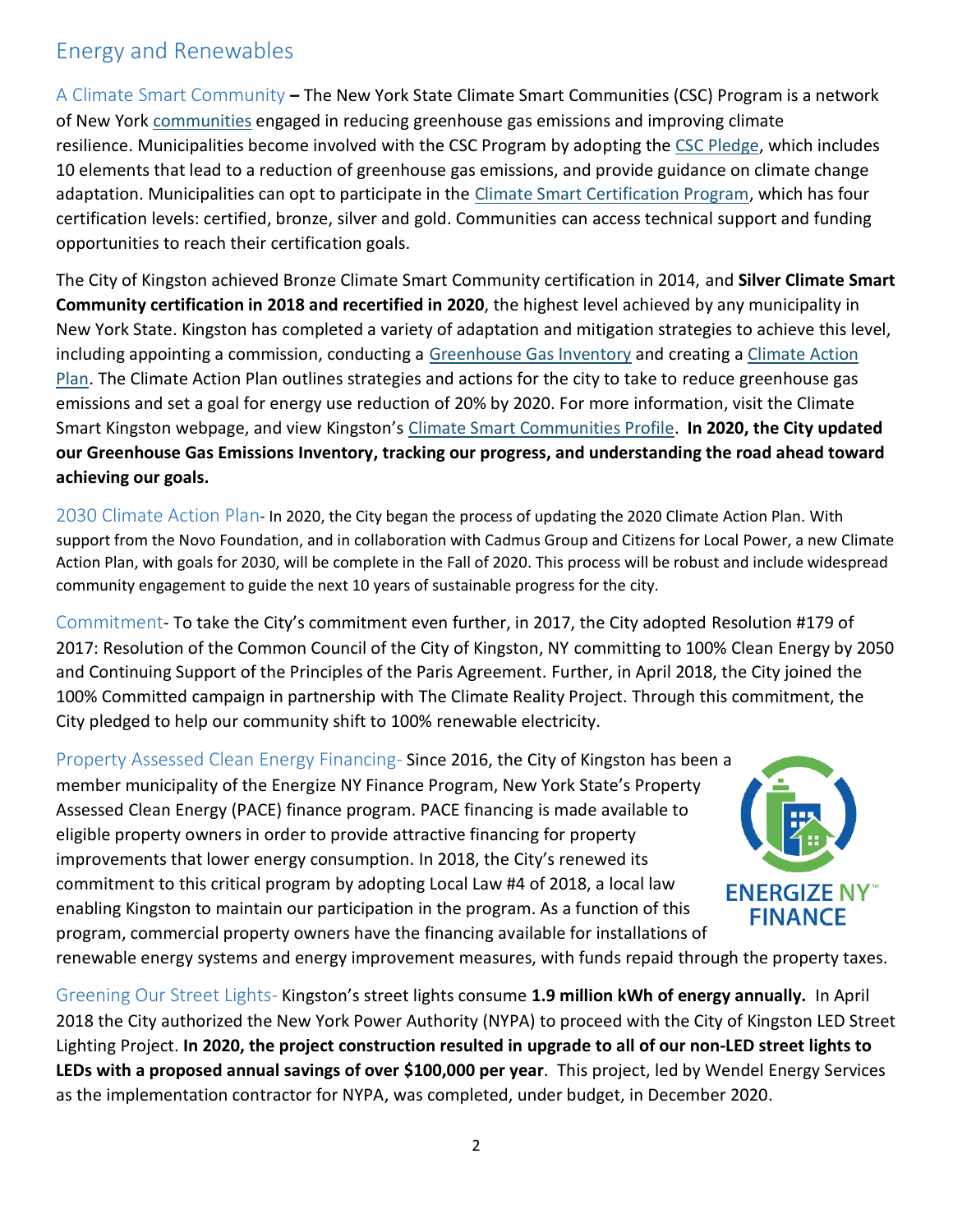## Energy and Renewables

A Climate Smart Community **–** The New York State Climate Smart Communities (CSC) Program is a network of New York communities engaged in reducing greenhouse gas emissions and improving climate resilience. Municipalities become involved with the CSC Program by adopting the CSC Pledge, which includes 10 elements that lead to a reduction of greenhouse gas emissions, and provide guidance on climate change adaptation. Municipalities can opt to participate in the Climate Smart Certification Program, which has four certification levels: certified, bronze, silver and gold. Communities can access technical support and funding opportunities to reach their certification goals.

The City of Kingston achieved Bronze Climate Smart Community certification in 2014, and **Silver Climate Smart Community certification in 2018 and recertified in 2020**, the highest level achieved by any municipality in New York State. Kingston has completed a variety of adaptation and mitigation strategies to achieve this level, including appointing a commission, conducting a Greenhouse Gas Inventory and creating a Climate Action Plan. The Climate Action Plan outlines strategies and actions for the city to take to reduce greenhouse gas emissions and set a goal for energy use reduction of 20% by 2020. For more information, visit the Climate Smart Kingston webpage, and view Kingston's Climate Smart Communities Profile. **In 2020, the City updated our Greenhouse Gas Emissions Inventory, tracking our progress, and understanding the road ahead toward achieving our goals.**

2030 Climate Action Plan- In 2020, the City began the process of updating the 2020 Climate Action Plan. With support from the Novo Foundation, and in collaboration with Cadmus Group and Citizens for Local Power, a new Climate Action Plan, with goals for 2030, will be complete in the Fall of 2020. This process will be robust and include widespread community engagement to guide the next 10 years of sustainable progress for the city.

Commitment- To take the City's commitment even further, in 2017, the City adopted Resolution #179 of 2017: Resolution of the Common Council of the City of Kingston, NY committing to 100% Clean Energy by 2050 and Continuing Support of the Principles of the Paris Agreement. Further, in April 2018, the City joined the 100% Committed campaign in partnership with The Climate Reality Project. Through this commitment, the City pledged to help our community shift to 100% renewable electricity.

Property Assessed Clean Energy Financing- Since 2016, the City of Kingston has been a member municipality of the Energize NY Finance Program, New York State's Property Assessed Clean Energy (PACE) finance program. PACE financing is made available to eligible property owners in order to provide attractive financing for property improvements that lower energy consumption. In 2018, the City's renewed its commitment to this critical program by adopting Local Law #4 of 2018, a local law enabling Kingston to maintain our participation in the program. As a function of this program, commercial property owners have the financing available for installations of renewable energy systems and energy improvement measures, with funds repaid through the property taxes.

Greening Our Street Lights- Kingston's street lights consume **1.9 million kWh of energy annually.** In April 2018 the City authorized the New York Power Authority (NYPA) to proceed with the City of Kingston LED Street Lighting Project. **In 2020, the project construction resulted in upgrade to all of our non-LED street lights to LEDs with a proposed annual savings of over $100,000 per year**. This project, led by Wendel Energy Services as the implementation contractor for NYPA, was completed, under budget, in December 2020.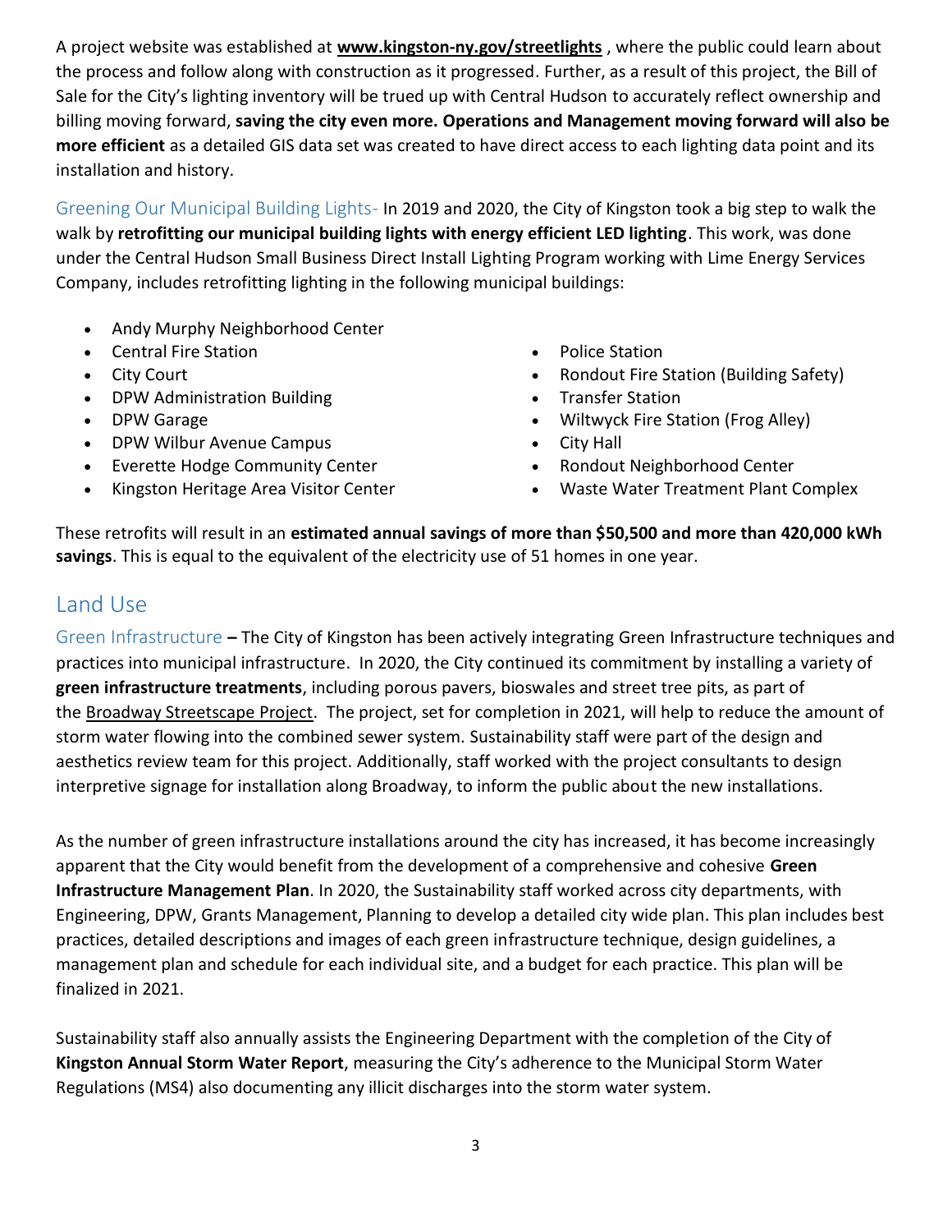A project website was established at **www.kingston-ny.gov/streetlights** , where the public could learn about the process and follow along with construction as it progressed. Further, as a result of this project, the Bill of Sale for the City's lighting inventory will be trued up with Central Hudson to accurately reflect ownership and billing moving forward, **saving the city even more. Operations and Management moving forward will also be more efficient** as a detailed GIS data set was created to have direct access to each lighting data point and its installation and history.

Greening Our Municipal Building Lights- In 2019 and 2020, the City of Kingston took a big step to walk the walk by **retrofitting our municipal building lights with energy efficient LED lighting**. This work, was done under the Central Hudson Small Business Direct Install Lighting Program working with Lime Energy Services Company, includes retrofitting lighting in the following municipal buildings:

- Andy Murphy Neighborhood Center
- Central Fire Station
- City Court
- DPW Administration Building
- DPW Garage
- DPW Wilbur Avenue Campus
- Everette Hodge Community Center
- Kingston Heritage Area Visitor Center
- Police Station
- Rondout Fire Station (Building Safety)
- Transfer Station
- Wiltwyck Fire Station (Frog Alley)
- City Hall
- Rondout Neighborhood Center
- Waste Water Treatment Plant Complex

These retrofits will result in an **estimated annual savings of more than $50,500 and more than 420,000 kWh savings**. This is equal to the equivalent of the electricity use of 51 homes in one year.

## Land Use

Green Infrastructure **–** The City of Kingston has been actively integrating Green Infrastructure techniques and practices into municipal infrastructure. In 2020, the City continued its commitment by installing a variety of **green infrastructure treatments**, including porous pavers, bioswales and street tree pits, as part of the Broadway Streetscape Project. The project, set for completion in 2021, will help to reduce the amount of storm water flowing into the combined sewer system. Sustainability staff were part of the design and aesthetics review team for this project. Additionally, staff worked with the project consultants to design interpretive signage for installation along Broadway, to inform the public about the new installations.

As the number of green infrastructure installations around the city has increased, it has become increasingly apparent that the City would benefit from the development of a comprehensive and cohesive **Green Infrastructure Management Plan**. In 2020, the Sustainability staff worked across city departments, with Engineering, DPW, Grants Management, Planning to develop a detailed city wide plan. This plan includes best practices, detailed descriptions and images of each green infrastructure technique, design guidelines, a management plan and schedule for each individual site, and a budget for each practice. This plan will be finalized in 2021.

Sustainability staff also annually assists the Engineering Department with the completion of the City of **Kingston Annual Storm Water Report**, measuring the City's adherence to the Municipal Storm Water Regulations (MS4) also documenting any illicit discharges into the storm water system.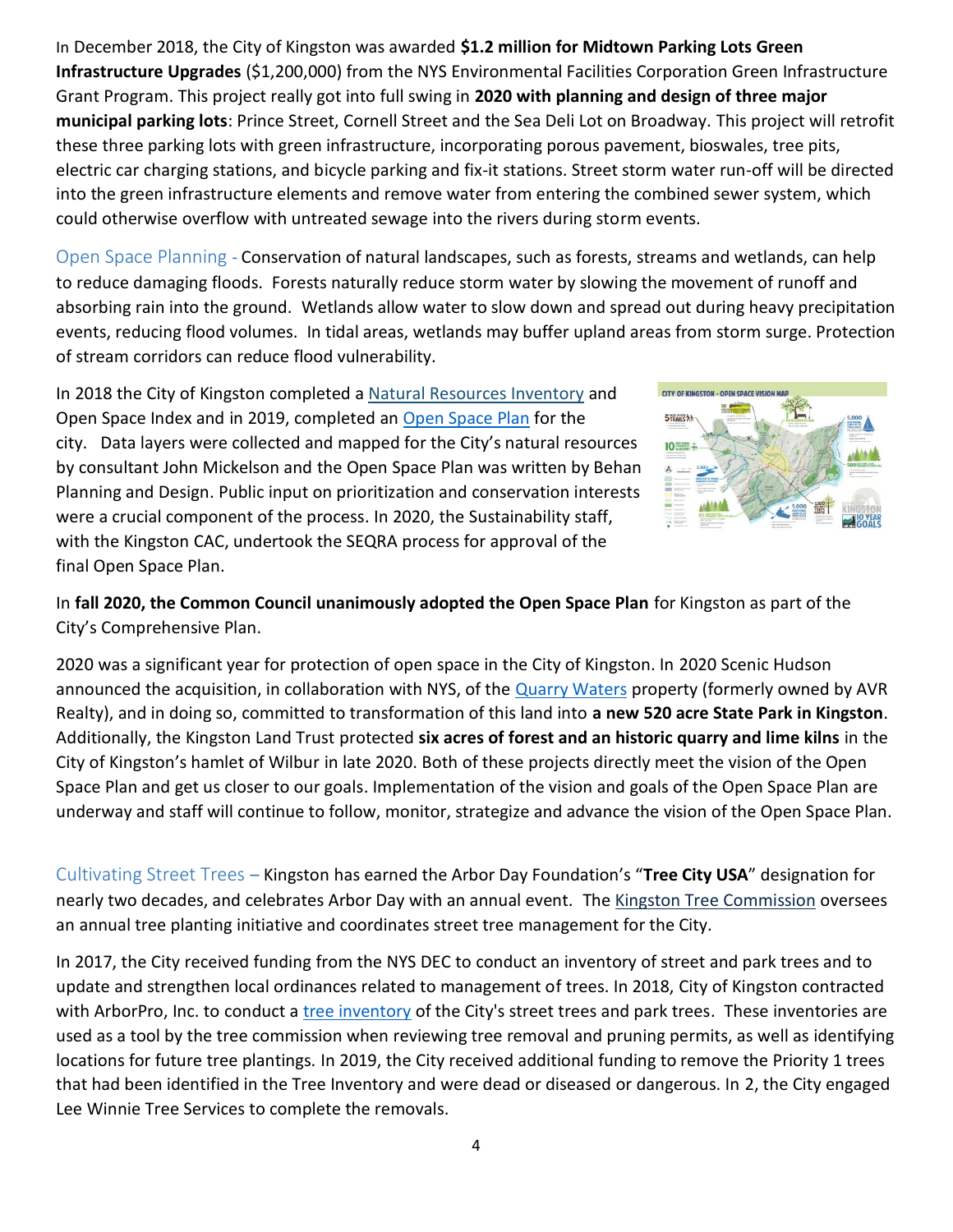In December 2018, the City of Kingston was awarded **$1.2 million for Midtown Parking Lots Green Infrastructure Upgrades** ($1,200,000) from the NYS Environmental Facilities Corporation Green Infrastructure Grant Program. This project really got into full swing in **2020 with planning and design of three major municipal parking lots**: Prince Street, Cornell Street and the Sea Deli Lot on Broadway. This project will retrofit these three parking lots with green infrastructure, incorporating porous pavement, bioswales, tree pits, electric car charging stations, and bicycle parking and fix-it stations. Street storm water run-off will be directed into the green infrastructure elements and remove water from entering the combined sewer system, which could otherwise overflow with untreated sewage into the rivers during storm events.

Open Space Planning - Conservation of natural landscapes, such as forests, streams and wetlands, can help to reduce damaging floods. Forests naturally reduce storm water by slowing the movement of runoff and absorbing rain into the ground. Wetlands allow water to slow down and spread out during heavy precipitation events, reducing flood volumes. In tidal areas, wetlands may buffer upland areas from storm surge. Protection of stream corridors can reduce flood vulnerability.

In 2018 the City of Kingston completed a Natural Resources Inventory and Open Space Index and in 2019, completed an Open Space Plan for the city. Data layers were collected and mapped for the City's natural resources by consultant John Mickelson and the Open Space Plan was written by Behan Planning and Design. Public input on prioritization and conservation interests were a crucial component of the process. In 2020, the Sustainability staff, with the Kingston CAC, undertook the SEQRA process for approval of the final Open Space Plan.

In **fall 2020, the Common Council unanimously adopted the Open Space Plan** for Kingston as part of the City's Comprehensive Plan.

2020 was a significant year for protection of open space in the City of Kingston. In 2020 Scenic Hudson announced the acquisition, in collaboration with NYS, of the Quarry Waters property (formerly owned by AVR Realty), and in doing so, committed to transformation of this land into **a new 520 acre State Park in Kingston**. Additionally, the Kingston Land Trust protected **six acres of forest and an historic quarry and lime kilns** in the City of Kingston's hamlet of Wilbur in late 2020. Both of these projects directly meet the vision of the Open Space Plan and get us closer to our goals. Implementation of the vision and goals of the Open Space Plan are underway and staff will continue to follow, monitor, strategize and advance the vision of the Open Space Plan.

Cultivating Street Trees – Kingston has earned the Arbor Day Foundation's "**Tree City USA**" designation for nearly two decades, and celebrates Arbor Day with an annual event. The Kingston Tree Commission oversees an annual tree planting initiative and coordinates street tree management for the City.

In 2017, the City received funding from the NYS DEC to conduct an inventory of street and park trees and to update and strengthen local ordinances related to management of trees. In 2018, City of Kingston contracted with ArborPro, Inc. to conduct a tree inventory of the City's street trees and park trees. These inventories are used as a tool by the tree commission when reviewing tree removal and pruning permits, as well as identifying locations for future tree plantings. In 2019, the City received additional funding to remove the Priority 1 trees that had been identified in the Tree Inventory and were dead or diseased or dangerous. In 2, the City engaged Lee Winnie Tree Services to complete the removals.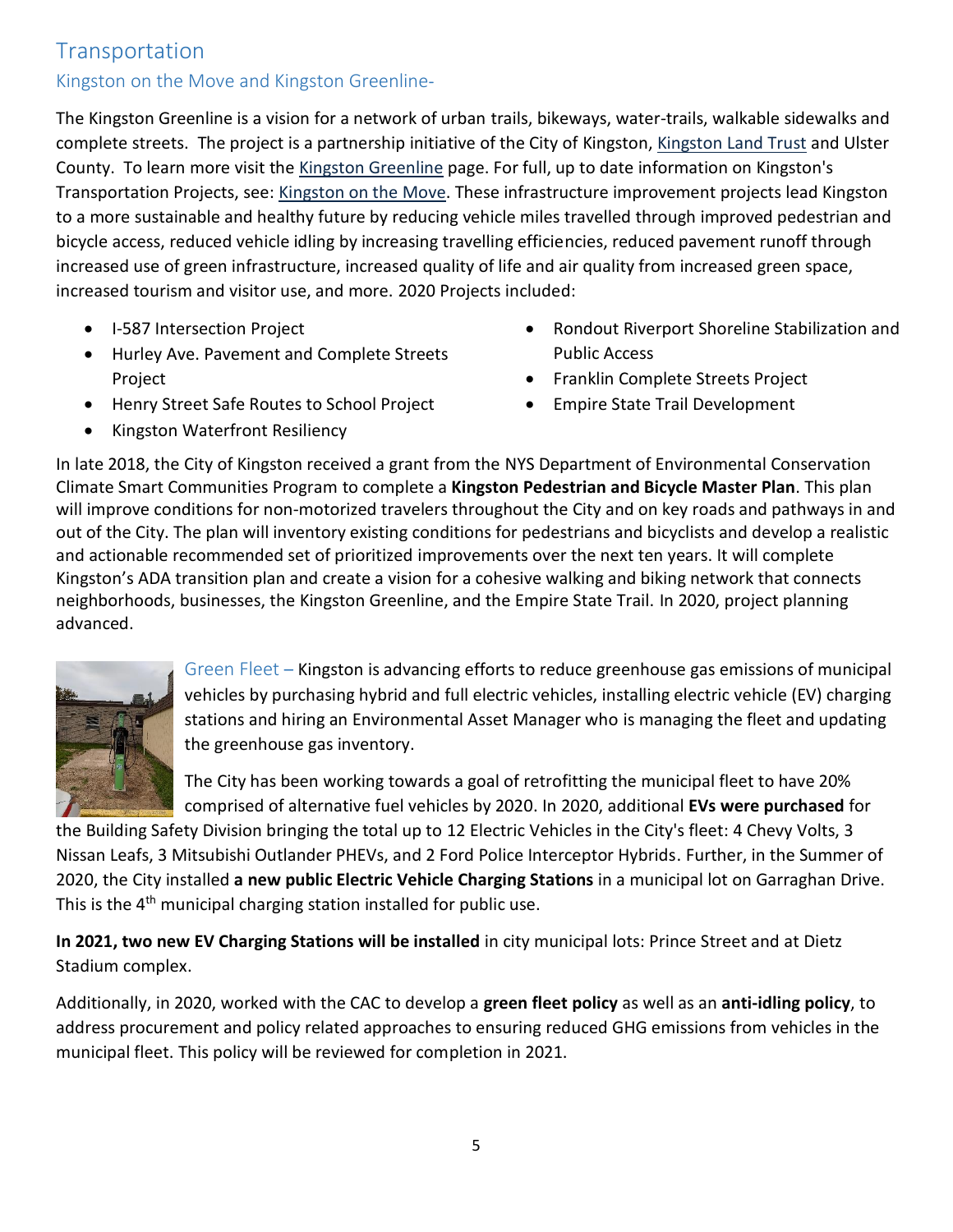# Transportation

## Kingston on the Move and Kingston Greenline-

The Kingston Greenline is a vision for a network of urban trails, bikeways, water-trails, walkable sidewalks and complete streets. The project is a partnership initiative of the City of Kingston, Kingston Land Trust and Ulster County. To learn more visit the Kingston Greenline page. For full, up to date information on Kingston's Transportation Projects, see: Kingston on the Move. These infrastructure improvement projects lead Kingston to a more sustainable and healthy future by reducing vehicle miles travelled through improved pedestrian and bicycle access, reduced vehicle idling by increasing travelling efficiencies, reduced pavement runoff through increased use of green infrastructure, increased quality of life and air quality from increased green space, increased tourism and visitor use, and more. 2020 Projects included:

- I-587 Intersection Project
- Hurley Ave. Pavement and Complete Streets Project
- Henry Street Safe Routes to School Project
- Kingston Waterfront Resiliency
- Rondout Riverport Shoreline Stabilization and Public Access
- Franklin Complete Streets Project
- Empire State Trail Development

In late 2018, the City of Kingston received a grant from the NYS Department of Environmental Conservation Climate Smart Communities Program to complete a **Kingston Pedestrian and Bicycle Master Plan**. This plan will improve conditions for non-motorized travelers throughout the City and on key roads and pathways in and out of the City. The plan will inventory existing conditions for pedestrians and bicyclists and develop a realistic and actionable recommended set of prioritized improvements over the next ten years. It will complete Kingston's ADA transition plan and create a vision for a cohesive walking and biking network that connects neighborhoods, businesses, the Kingston Greenline, and the Empire State Trail. In 2020, project planning advanced.

### Green Fleet –

Kingston is advancing efforts to reduce greenhouse gas emissions of municipal vehicles by purchasing hybrid and full electric vehicles, installing electric vehicle (EV) charging stations and hiring an Environmental Asset Manager who is managing the fleet and updating the greenhouse gas inventory.

The City has been working towards a goal of retrofitting the municipal fleet to have 20% comprised of alternative fuel vehicles by 2020. In 2020, additional **EVs were purchased** for the Building Safety Division bringing the total up to 12 Electric Vehicles in the City's fleet: 4 Chevy Volts, 3 Nissan Leafs, 3 Mitsubishi Outlander PHEVs, and 2 Ford Police Interceptor Hybrids. Further, in the Summer of 2020, the City installed **a new public Electric Vehicle Charging Stations** in a municipal lot on Garraghan Drive. This is the 4th municipal charging station installed for public use.

**In 2021, two new EV Charging Stations will be installed** in city municipal lots: Prince Street and at Dietz Stadium complex.

Additionally, in 2020, worked with the CAC to develop a **green fleet policy** as well as an **anti-idling policy**, to address procurement and policy related approaches to ensuring reduced GHG emissions from vehicles in the municipal fleet. This policy will be reviewed for completion in 2021.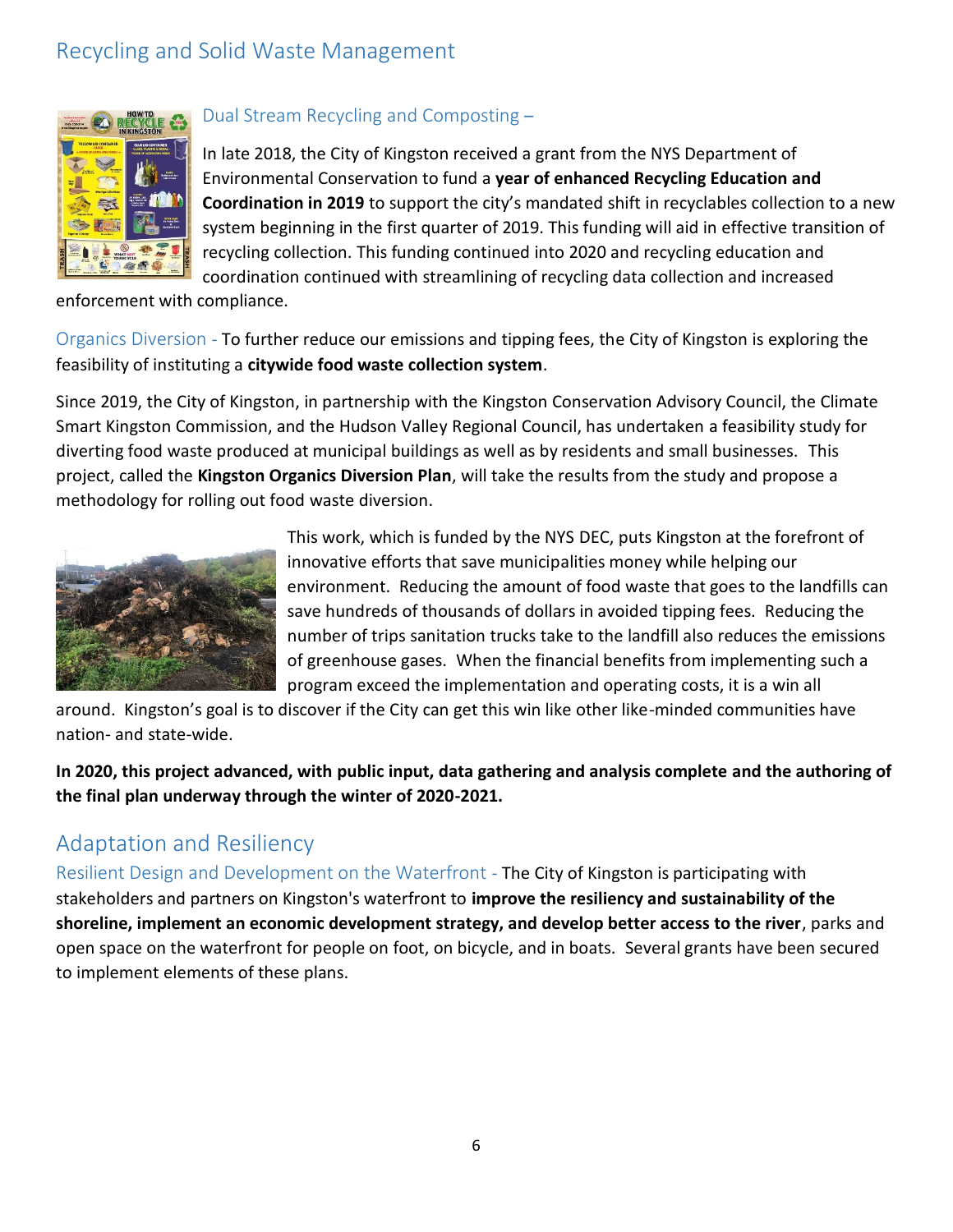## Recycling and Solid Waste Management

### Dual Stream Recycling and Composting –

In late 2018, the City of Kingston received a grant from the NYS Department of Environmental Conservation to fund a **year of enhanced Recycling Education and Coordination in 2019** to support the city's mandated shift in recyclables collection to a new system beginning in the first quarter of 2019. This funding will aid in effective transition of recycling collection. This funding continued into 2020 and recycling education and coordination continued with streamlining of recycling data collection and increased enforcement with compliance.

Organics Diversion - To further reduce our emissions and tipping fees, the City of Kingston is exploring the feasibility of instituting a **citywide food waste collection system**.

Since 2019, the City of Kingston, in partnership with the Kingston Conservation Advisory Council, the Climate Smart Kingston Commission, and the Hudson Valley Regional Council, has undertaken a feasibility study for diverting food waste produced at municipal buildings as well as by residents and small businesses. This project, called the **Kingston Organics Diversion Plan**, will take the results from the study and propose a methodology for rolling out food waste diversion.

This work, which is funded by the NYS DEC, puts Kingston at the forefront of innovative efforts that save municipalities money while helping our environment. Reducing the amount of food waste that goes to the landfills can save hundreds of thousands of dollars in avoided tipping fees. Reducing the number of trips sanitation trucks take to the landfill also reduces the emissions of greenhouse gases. When the financial benefits from implementing such a program exceed the implementation and operating costs, it is a win all around. Kingston's goal is to discover if the City can get this win like other like-minded communities have nation- and state-wide.

**In 2020, this project advanced, with public input, data gathering and analysis complete and the authoring of the final plan underway through the winter of 2020-2021.**

## Adaptation and Resiliency

Resilient Design and Development on the Waterfront - The City of Kingston is participating with stakeholders and partners on Kingston's waterfront to **improve the resiliency and sustainability of the shoreline, implement an economic development strategy, and develop better access to the river**, parks and open space on the waterfront for people on foot, on bicycle, and in boats. Several grants have been secured to implement elements of these plans.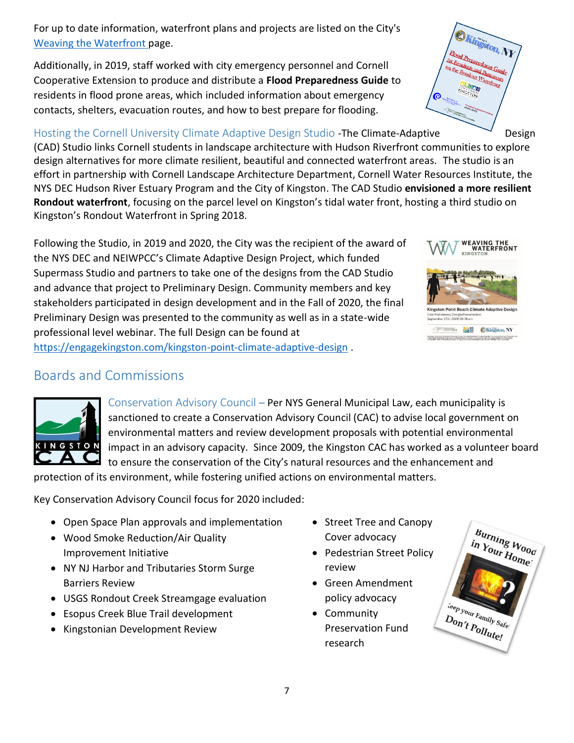For up to date information, waterfront plans and projects are listed on the City's [Weaving the Waterfront](#) page.

Additionally, in 2019, staff worked with city emergency personnel and Cornell Cooperative Extension to produce and distribute a **Flood Preparedness Guide** to residents in flood prone areas, which included information about emergency contacts, shelters, evacuation routes, and how to best prepare for flooding.

Hosting the Cornell University Climate Adaptive Design Studio -The Climate-Adaptive Design (CAD) Studio links Cornell students in landscape architecture with Hudson Riverfront communities to explore design alternatives for more climate resilient, beautiful and connected waterfront areas. The studio is an effort in partnership with Cornell Landscape Architecture Department, Cornell Water Resources Institute, the NYS DEC Hudson River Estuary Program and the City of Kingston. The CAD Studio **envisioned a more resilient Rondout waterfront**, focusing on the parcel level on Kingston's tidal water front, hosting a third studio on Kingston's Rondout Waterfront in Spring 2018.

Following the Studio, in 2019 and 2020, the City was the recipient of the award of the NYS DEC and NEIWPCC's Climate Adaptive Design Project, which funded Supermass Studio and partners to take one of the designs from the CAD Studio and advance that project to Preliminary Design. Community members and key stakeholders participated in design development and in the Fall of 2020, the final Preliminary Design was presented to the community as well as in a state-wide professional level webinar. The full Design can be found at https://engagekingston.com/kingston-point-climate-adaptive-design .

## Boards and Commissions

Conservation Advisory Council – Per NYS General Municipal Law, each municipality is sanctioned to create a Conservation Advisory Council (CAC) to advise local government on environmental matters and review development proposals with potential environmental impact in an advisory capacity. Since 2009, the Kingston CAC has worked as a volunteer board to ensure the conservation of the City's natural resources and the enhancement and protection of its environment, while fostering unified actions on environmental matters.

Key Conservation Advisory Council focus for 2020 included:

- Open Space Plan approvals and implementation
- Wood Smoke Reduction/Air Quality Improvement Initiative
- NY NJ Harbor and Tributaries Storm Surge Barriers Review
- USGS Rondout Creek Streamgage evaluation
- Esopus Creek Blue Trail development
- Kingstonian Development Review
- Street Tree and Canopy Cover advocacy
- Pedestrian Street Policy review
- Green Amendment policy advocacy
- Community Preservation Fund research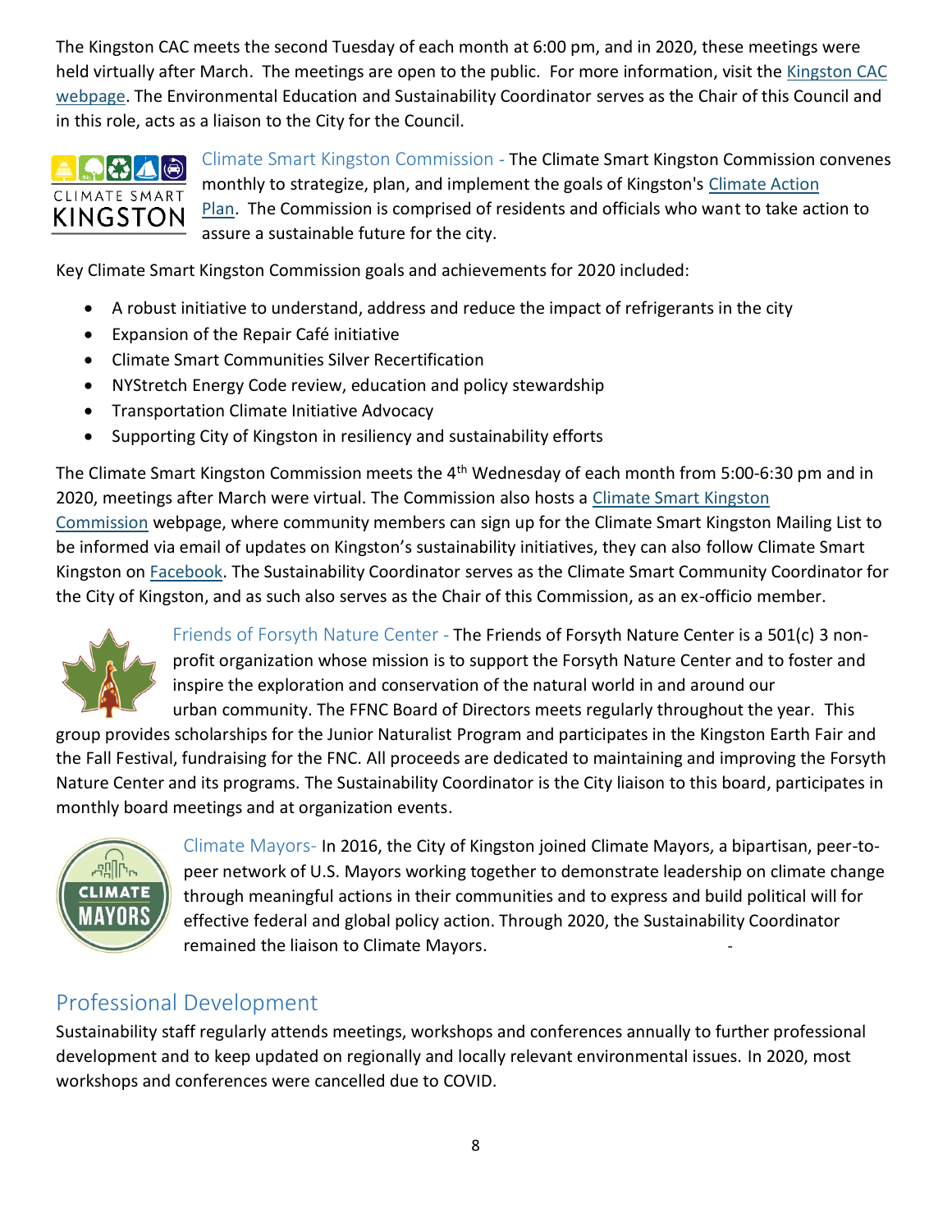The Kingston CAC meets the second Tuesday of each month at 6:00 pm, and in 2020, these meetings were held virtually after March. The meetings are open to the public. For more information, visit the Kingston CAC webpage. The Environmental Education and Sustainability Coordinator serves as the Chair of this Council and in this role, acts as a liaison to the City for the Council.

Climate Smart Kingston Commission - The Climate Smart Kingston Commission convenes monthly to strategize, plan, and implement the goals of Kingston's Climate Action Plan. The Commission is comprised of residents and officials who want to take action to assure a sustainable future for the city.

Key Climate Smart Kingston Commission goals and achievements for 2020 included:

- A robust initiative to understand, address and reduce the impact of refrigerants in the city
- Expansion of the Repair Café initiative
- Climate Smart Communities Silver Recertification
- NYStretch Energy Code review, education and policy stewardship
- Transportation Climate Initiative Advocacy
- Supporting City of Kingston in resiliency and sustainability efforts

The Climate Smart Kingston Commission meets the 4th Wednesday of each month from 5:00-6:30 pm and in 2020, meetings after March were virtual. The Commission also hosts a Climate Smart Kingston Commission webpage, where community members can sign up for the Climate Smart Kingston Mailing List to be informed via email of updates on Kingston's sustainability initiatives, they can also follow Climate Smart Kingston on Facebook. The Sustainability Coordinator serves as the Climate Smart Community Coordinator for the City of Kingston, and as such also serves as the Chair of this Commission, as an ex-officio member.

Friends of Forsyth Nature Center - The Friends of Forsyth Nature Center is a 501(c) 3 non-profit organization whose mission is to support the Forsyth Nature Center and to foster and inspire the exploration and conservation of the natural world in and around our urban community. The FFNC Board of Directors meets regularly throughout the year. This group provides scholarships for the Junior Naturalist Program and participates in the Kingston Earth Fair and the Fall Festival, fundraising for the FNC. All proceeds are dedicated to maintaining and improving the Forsyth Nature Center and its programs. The Sustainability Coordinator is the City liaison to this board, participates in monthly board meetings and at organization events.

Climate Mayors- In 2016, the City of Kingston joined Climate Mayors, a bipartisan, peer-to-peer network of U.S. Mayors working together to demonstrate leadership on climate change through meaningful actions in their communities and to express and build political will for effective federal and global policy action. Through 2020, the Sustainability Coordinator remained the liaison to Climate Mayors.

## Professional Development

Sustainability staff regularly attends meetings, workshops and conferences annually to further professional development and to keep updated on regionally and locally relevant environmental issues. In 2020, most workshops and conferences were cancelled due to COVID.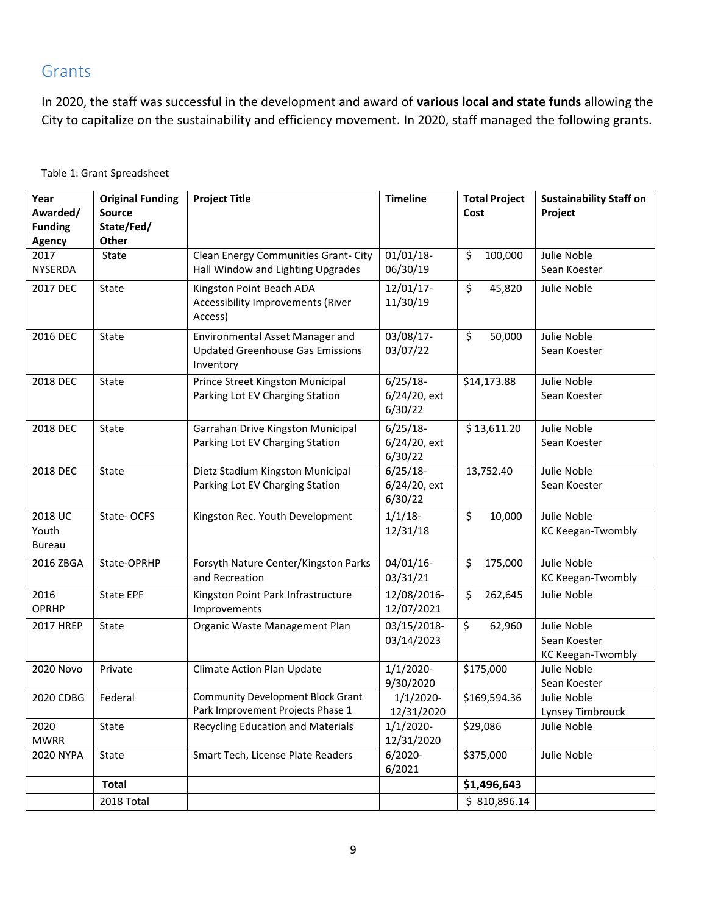## Grants

In 2020, the staff was successful in the development and award of **various local and state funds** allowing the City to capitalize on the sustainability and efficiency movement. In 2020, staff managed the following grants.

Table 1: Grant Spreadsheet

| Year Awarded/ Funding Agency | Original Funding Source State/Fed/ Other | Project Title | Timeline | Total Project Cost | Sustainability Staff on Project |
|---|---|---|---|---|---|
| 2017 NYSERDA | State | Clean Energy Communities Grant- City Hall Window and Lighting Upgrades | 01/01/18-06/30/19 | $ 100,000 | Julie Noble Sean Koester |
| 2017 DEC | State | Kingston Point Beach ADA Accessibility Improvements (River Access) | 12/01/17-11/30/19 | $ 45,820 | Julie Noble |
| 2016 DEC | State | Environmental Asset Manager and Updated Greenhouse Gas Emissions Inventory | 03/08/17-03/07/22 | $ 50,000 | Julie Noble Sean Koester |
| 2018 DEC | State | Prince Street Kingston Municipal Parking Lot EV Charging Station | 6/25/18-6/24/20, ext 6/30/22 | $14,173.88 | Julie Noble Sean Koester |
| 2018 DEC | State | Garrahan Drive Kingston Municipal Parking Lot EV Charging Station | 6/25/18-6/24/20, ext 6/30/22 | $ 13,611.20 | Julie Noble Sean Koester |
| 2018 DEC | State | Dietz Stadium Kingston Municipal Parking Lot EV Charging Station | 6/25/18-6/24/20, ext 6/30/22 | 13,752.40 | Julie Noble Sean Koester |
| 2018 UC Youth Bureau | State- OCFS | Kingston Rec. Youth Development | 1/1/18-12/31/18 | $ 10,000 | Julie Noble KC Keegan-Twombly |
| 2016 ZBGA | State-OPRHP | Forsyth Nature Center/Kingston Parks and Recreation | 04/01/16-03/31/21 | $ 175,000 | Julie Noble KC Keegan-Twombly |
| 2016 OPRHP | State EPF | Kingston Point Park Infrastructure Improvements | 12/08/2016-12/07/2021 | $ 262,645 | Julie Noble |
| 2017 HREP | State | Organic Waste Management Plan | 03/15/2018-03/14/2023 | $ 62,960 | Julie Noble Sean Koester KC Keegan-Twombly |
| 2020 Novo | Private | Climate Action Plan Update | 1/1/2020-9/30/2020 | $175,000 | Julie Noble Sean Koester |
| 2020 CDBG | Federal | Community Development Block Grant Park Improvement Projects Phase 1 | 1/1/2020-12/31/2020 | $169,594.36 | Julie Noble Lynsey Timbrouck |
| 2020 MWRR | State | Recycling Education and Materials | 1/1/2020-12/31/2020 | $29,086 | Julie Noble |
| 2020 NYPA | State | Smart Tech, License Plate Readers | 6/2020-6/2021 | $375,000 | Julie Noble |
| | **Total** | | | **$1,496,643** | |
| | 2018 Total | | | $ 810,896.14 | |